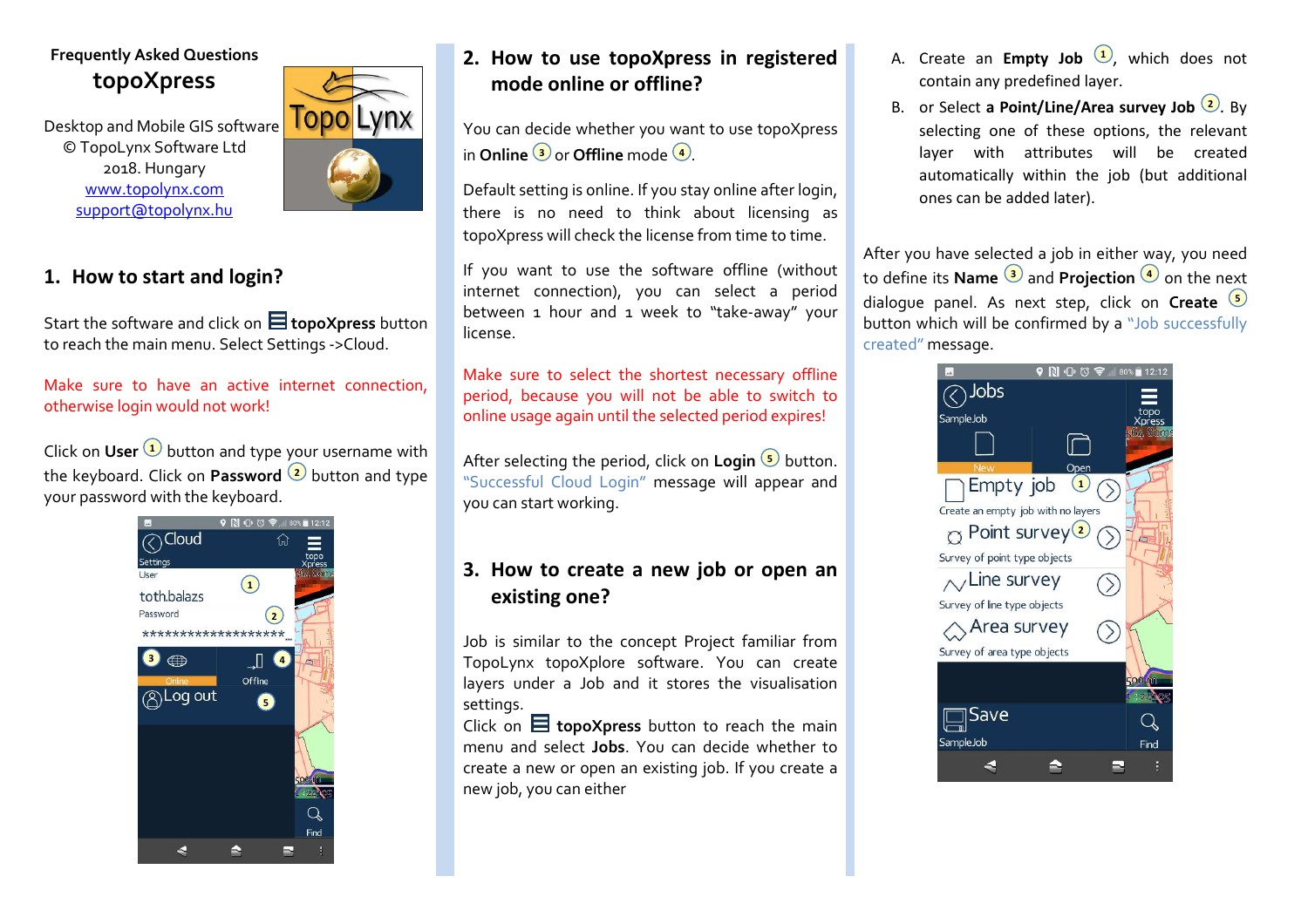**Frequently Asked Questions**

# topoXpress

Desktop and Mobile GIS software
© TopoLynx Software Ltd
2018. Hungary
www.topolynx.com
support@topolynx.hu

## 1. How to start and login?

Start the software and click on **topoXpress** button to reach the main menu. Select Settings ->Cloud.

Make sure to have an active internet connection, otherwise login would not work!

Click on **User** (1) button and type your username with the keyboard. Click on **Password** (2) button and type your password with the keyboard.

## 2. How to use topoXpress in registered mode online or offline?

You can decide whether you want to use topoXpress in **Online** (3) or **Offline** mode (4).

Default setting is online. If you stay online after login, there is no need to think about licensing as topoXpress will check the license from time to time.

If you want to use the software offline (without internet connection), you can select a period between 1 hour and 1 week to "take-away" your license.

Make sure to select the shortest necessary offline period, because you will not be able to switch to online usage again until the selected period expires!

After selecting the period, click on **Login** (5) button. "Successful Cloud Login" message will appear and you can start working.

## 3. How to create a new job or open an existing one?

Job is similar to the concept Project familiar from TopoLynx topoXplore software. You can create layers under a Job and it stores the visualisation settings.
Click on **topoXpress** button to reach the main menu and select **Jobs**. You can decide whether to create a new or open an existing job. If you create a new job, you can either

A. Create an **Empty Job** (1), which does not contain any predefined layer.

B. or Select **a Point/Line/Area survey Job** (2). By selecting one of these options, the relevant layer with attributes will be created automatically within the job (but additional ones can be added later).

After you have selected a job in either way, you need to define its **Name** (3) and **Projection** (4) on the next dialogue panel. As next step, click on **Create** (5) button which will be confirmed by a "Job successfully created" message.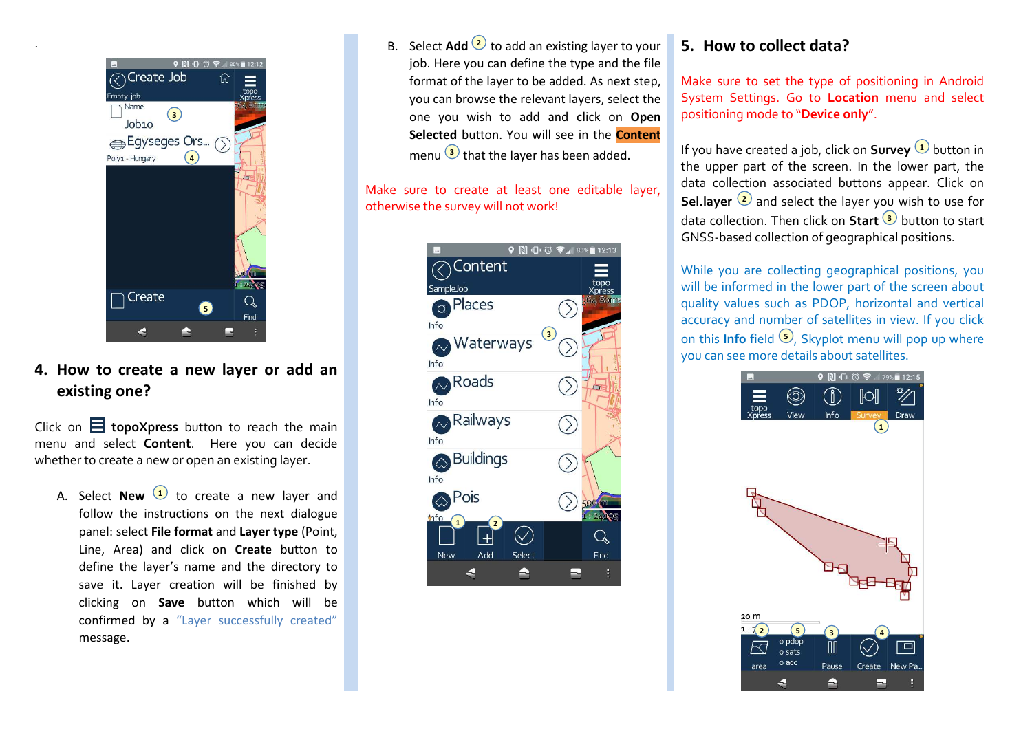## 4. How to create a new layer or add an existing one?

Click on topoXpress button to reach the main menu and select **Content**. Here you can decide whether to create a new or open an existing layer.

A. Select **New** (1) to create a new layer and follow the instructions on the next dialogue panel: select **File format** and **Layer type** (Point, Line, Area) and click on **Create** button to define the layer's name and the directory to save it. Layer creation will be finished by clicking on **Save** button which will be confirmed by a "Layer successfully created" message.

B. Select **Add** (2) to add an existing layer to your job. Here you can define the type and the file format of the layer to be added. As next step, you can browse the relevant layers, select the one you wish to add and click on **Open Selected** button. You will see in the **Content** menu (3) that the layer has been added.

Make sure to create at least one editable layer, otherwise the survey will not work!

## 5. How to collect data?

Make sure to set the type of positioning in Android System Settings. Go to **Location** menu and select positioning mode to "**Device only**".

If you have created a job, click on **Survey** (1) button in the upper part of the screen. In the lower part, the data collection associated buttons appear. Click on **Sel.layer** (2) and select the layer you wish to use for data collection. Then click on **Start** (3) button to start GNSS-based collection of geographical positions.

While you are collecting geographical positions, you will be informed in the lower part of the screen about quality values such as PDOP, horizontal and vertical accuracy and number of satellites in view. If you click on this **Info** field (5), Skyplot menu will pop up where you can see more details about satellites.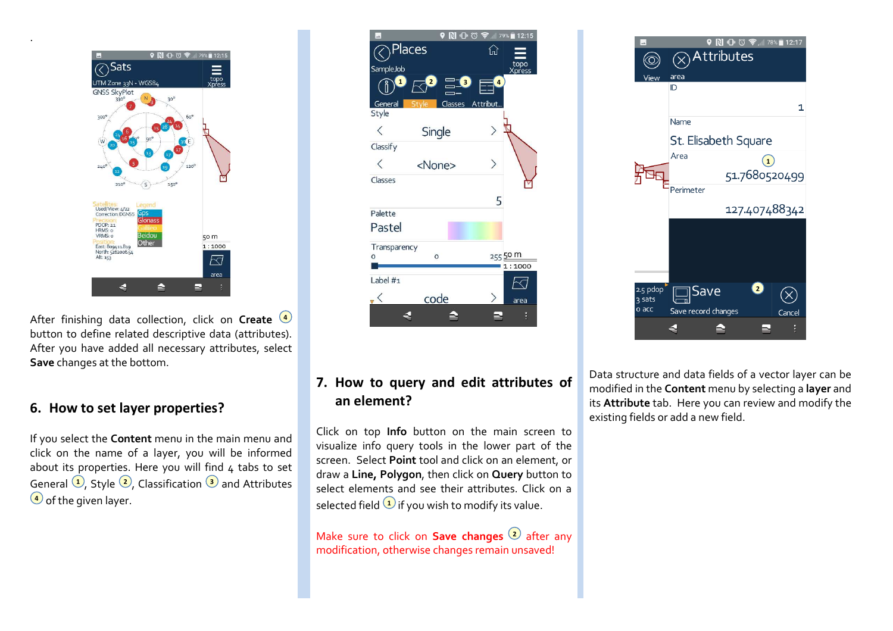After finishing data collection, click on **Create** (4) button to define related descriptive data (attributes). After you have added all necessary attributes, select **Save** changes at the bottom.

## 6. How to set layer properties?

If you select the **Content** menu in the main menu and click on the name of a layer, you will be informed about its properties. Here you will find 4 tabs to set General (1), Style (2), Classification (3) and Attributes (4) of the given layer.

## 7. How to query and edit attributes of an element?

Click on top **Info** button on the main screen to visualize info query tools in the lower part of the screen. Select **Point** tool and click on an element, or draw a **Line, Polygon**, then click on **Query** button to select elements and see their attributes. Click on a selected field (1) if you wish to modify its value.

Make sure to click on **Save changes** (2) after any modification, otherwise changes remain unsaved!

Data structure and data fields of a vector layer can be modified in the **Content** menu by selecting a **layer** and its **Attribute** tab. Here you can review and modify the existing fields or add a new field.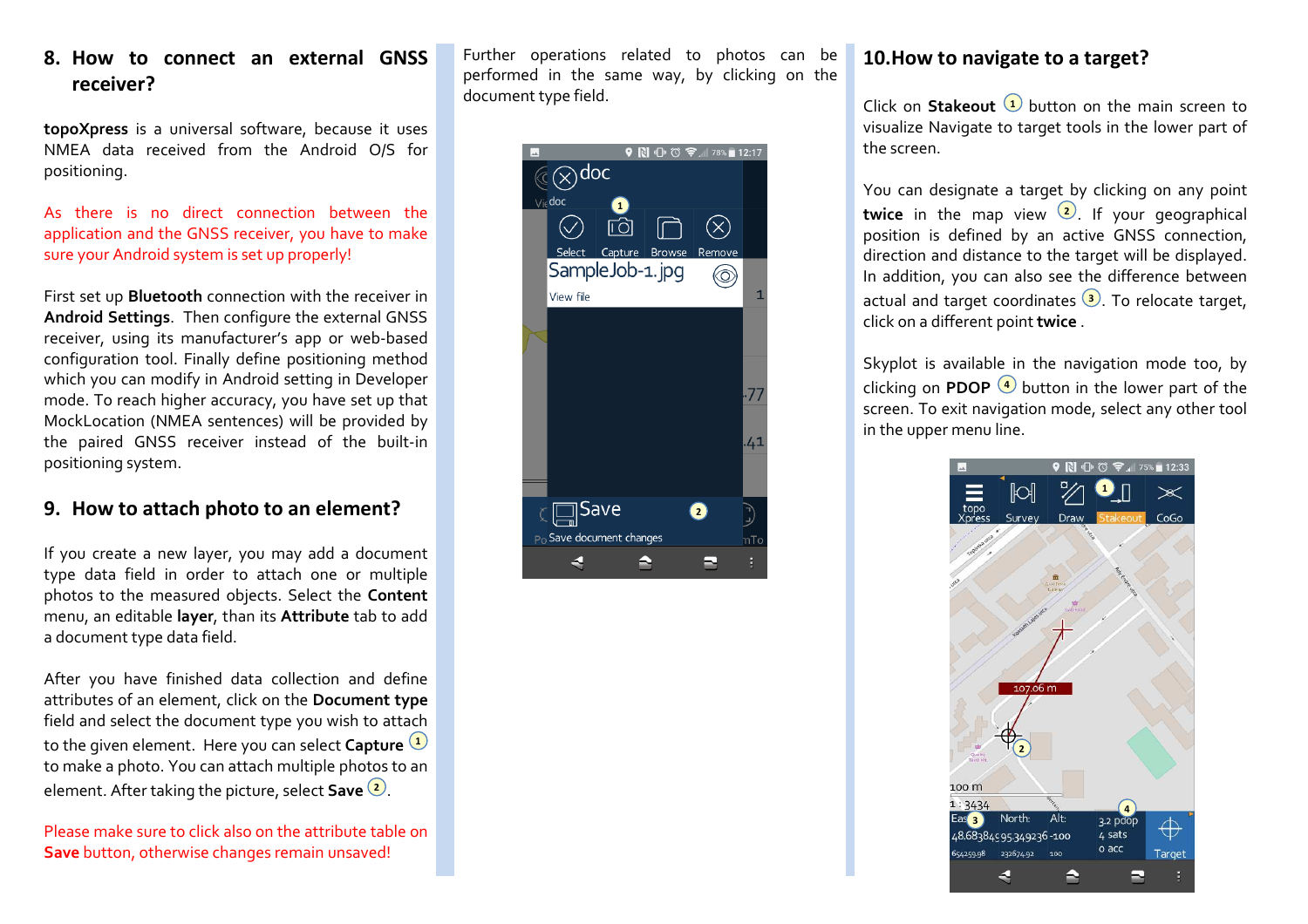## 8. How to connect an external GNSS receiver?

**topoXpress** is a universal software, because it uses NMEA data received from the Android O/S for positioning.

As there is no direct connection between the application and the GNSS receiver, you have to make sure your Android system is set up properly!

First set up **Bluetooth** connection with the receiver in **Android Settings**. Then configure the external GNSS receiver, using its manufacturer's app or web-based configuration tool. Finally define positioning method which you can modify in Android setting in Developer mode. To reach higher accuracy, you have set up that MockLocation (NMEA sentences) will be provided by the paired GNSS receiver instead of the built-in positioning system.

## 9. How to attach photo to an element?

If you create a new layer, you may add a document type data field in order to attach one or multiple photos to the measured objects. Select the **Content** menu, an editable **layer**, than its **Attribute** tab to add a document type data field.

After you have finished data collection and define attributes of an element, click on the **Document type** field and select the document type you wish to attach to the given element. Here you can select **Capture** (1) to make a photo. You can attach multiple photos to an element. After taking the picture, select **Save** (2).

Please make sure to click also on the attribute table on **Save** button, otherwise changes remain unsaved!

Further operations related to photos can be performed in the same way, by clicking on the document type field.

## 10. How to navigate to a target?

Click on **Stakeout** (1) button on the main screen to visualize Navigate to target tools in the lower part of the screen.

You can designate a target by clicking on any point **twice** in the map view (2). If your geographical position is defined by an active GNSS connection, direction and distance to the target will be displayed. In addition, you can also see the difference between actual and target coordinates (3). To relocate target, click on a different point **twice**.

Skyplot is available in the navigation mode too, by clicking on **PDOP** (4) button in the lower part of the screen. To exit navigation mode, select any other tool in the upper menu line.